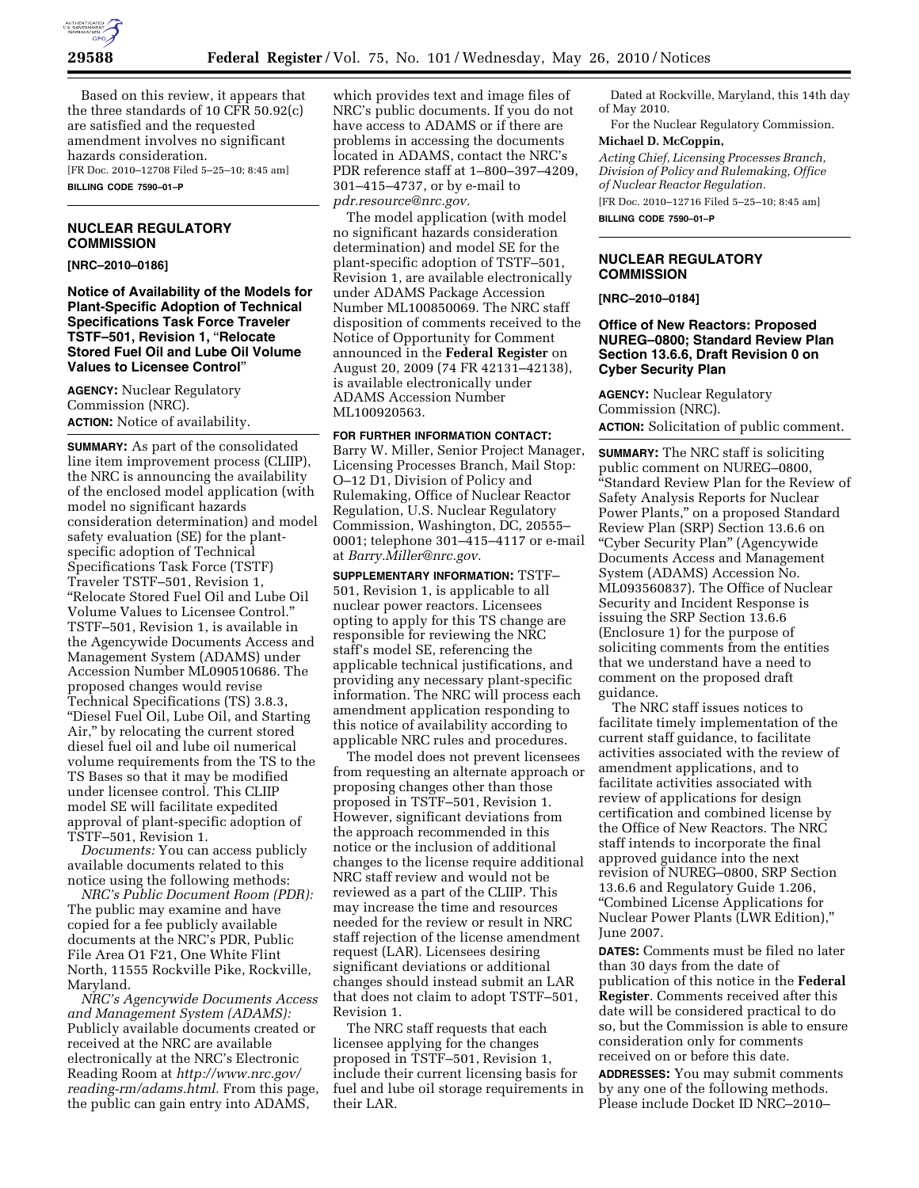Based on this review, it appears that the three standards of 10 CFR 50.92(c) are satisfied and the requested amendment involves no significant hazards consideration.

[FR Doc. 2010–12708 Filed 5–25–10; 8:45 am]

**BILLING CODE 7590–01–P**

---

## NUCLEAR REGULATORY COMMISSION

**[NRC–2010–0186]**

### Notice of Availability of the Models for Plant-Specific Adoption of Technical Specifications Task Force Traveler TSTF–501, Revision 1, "Relocate Stored Fuel Oil and Lube Oil Volume Values to Licensee Control"

**AGENCY:** Nuclear Regulatory Commission (NRC).

**ACTION:** Notice of availability.

**SUMMARY:** As part of the consolidated line item improvement process (CLIIP), the NRC is announcing the availability of the enclosed model application (with model no significant hazards consideration determination) and model safety evaluation (SE) for the plant-specific adoption of Technical Specifications Task Force (TSTF) Traveler TSTF–501, Revision 1, "Relocate Stored Fuel Oil and Lube Oil Volume Values to Licensee Control." TSTF–501, Revision 1, is available in the Agencywide Documents Access and Management System (ADAMS) under Accession Number ML090510686. The proposed changes would revise Technical Specifications (TS) 3.8.3, "Diesel Fuel Oil, Lube Oil, and Starting Air," by relocating the current stored diesel fuel oil and lube oil numerical volume requirements from the TS to the TS Bases so that it may be modified under licensee control. This CLIIP model SE will facilitate expedited approval of plant-specific adoption of TSTF–501, Revision 1.

*Documents:* You can access publicly available documents related to this notice using the following methods:

*NRC's Public Document Room (PDR):* The public may examine and have copied for a fee publicly available documents at the NRC's PDR, Public File Area O1 F21, One White Flint North, 11555 Rockville Pike, Rockville, Maryland.

*NRC's Agencywide Documents Access and Management System (ADAMS):* Publicly available documents created or received at the NRC are available electronically at the NRC's Electronic Reading Room at *http://www.nrc.gov/reading-rm/adams.html.* From this page, the public can gain entry into ADAMS, which provides text and image files of NRC's public documents. If you do not have access to ADAMS or if there are problems in accessing the documents located in ADAMS, contact the NRC's PDR reference staff at 1–800–397–4209, 301–415–4737, or by e-mail to *pdr.resource@nrc.gov.*

The model application (with model no significant hazards consideration determination) and model SE for the plant-specific adoption of TSTF–501, Revision 1, are available electronically under ADAMS Package Accession Number ML100850069. The NRC staff disposition of comments received to the Notice of Opportunity for Comment announced in the **Federal Register** on August 20, 2009 (74 FR 42131–42138), is available electronically under ADAMS Accession Number ML100920563.

**FOR FURTHER INFORMATION CONTACT:** Barry W. Miller, Senior Project Manager, Licensing Processes Branch, Mail Stop: O–12 D1, Division of Policy and Rulemaking, Office of Nuclear Reactor Regulation, U.S. Nuclear Regulatory Commission, Washington, DC, 20555–0001; telephone 301–415–4117 or e-mail at *Barry.Miller@nrc.gov.*

**SUPPLEMENTARY INFORMATION:** TSTF–501, Revision 1, is applicable to all nuclear power reactors. Licensees opting to apply for this TS change are responsible for reviewing the NRC staff's model SE, referencing the applicable technical justifications, and providing any necessary plant-specific information. The NRC will process each amendment application responding to this notice of availability according to applicable NRC rules and procedures.

The model does not prevent licensees from requesting an alternate approach or proposing changes other than those proposed in TSTF–501, Revision 1. However, significant deviations from the approach recommended in this notice or the inclusion of additional changes to the license require additional NRC staff review and would not be reviewed as a part of the CLIIP. This may increase the time and resources needed for the review or result in NRC staff rejection of the license amendment request (LAR). Licensees desiring significant deviations or additional changes should instead submit an LAR that does not claim to adopt TSTF–501, Revision 1.

The NRC staff requests that each licensee applying for the changes proposed in TSTF–501, Revision 1, include their current licensing basis for fuel and lube oil storage requirements in their LAR.

Dated at Rockville, Maryland, this 14th day of May 2010.

For the Nuclear Regulatory Commission.

**Michael D. McCoppin,**

*Acting Chief, Licensing Processes Branch, Division of Policy and Rulemaking, Office of Nuclear Reactor Regulation.*

[FR Doc. 2010–12716 Filed 5–25–10; 8:45 am]

**BILLING CODE 7590–01–P**

---

## NUCLEAR REGULATORY COMMISSION

**[NRC–2010–0184]**

### Office of New Reactors: Proposed NUREG–0800; Standard Review Plan Section 13.6.6, Draft Revision 0 on Cyber Security Plan

**AGENCY:** Nuclear Regulatory Commission (NRC).

**ACTION:** Solicitation of public comment.

**SUMMARY:** The NRC staff is soliciting public comment on NUREG–0800, "Standard Review Plan for the Review of Safety Analysis Reports for Nuclear Power Plants," on a proposed Standard Review Plan (SRP) Section 13.6.6 on "Cyber Security Plan" (Agencywide Documents Access and Management System (ADAMS) Accession No. ML093560837). The Office of Nuclear Security and Incident Response is issuing the SRP Section 13.6.6 (Enclosure 1) for the purpose of soliciting comments from the entities that we understand have a need to comment on the proposed draft guidance.

The NRC staff issues notices to facilitate timely implementation of the current staff guidance, to facilitate activities associated with the review of amendment applications, and to facilitate activities associated with review of applications for design certification and combined license by the Office of New Reactors. The NRC staff intends to incorporate the final approved guidance into the next revision of NUREG–0800, SRP Section 13.6.6 and Regulatory Guide 1.206, "Combined License Applications for Nuclear Power Plants (LWR Edition)," June 2007.

**DATES:** Comments must be filed no later than 30 days from the date of publication of this notice in the **Federal Register**. Comments received after this date will be considered practical to do so, but the Commission is able to ensure consideration only for comments received on or before this date.

**ADDRESSES:** You may submit comments by any one of the following methods. Please include Docket ID NRC–2010–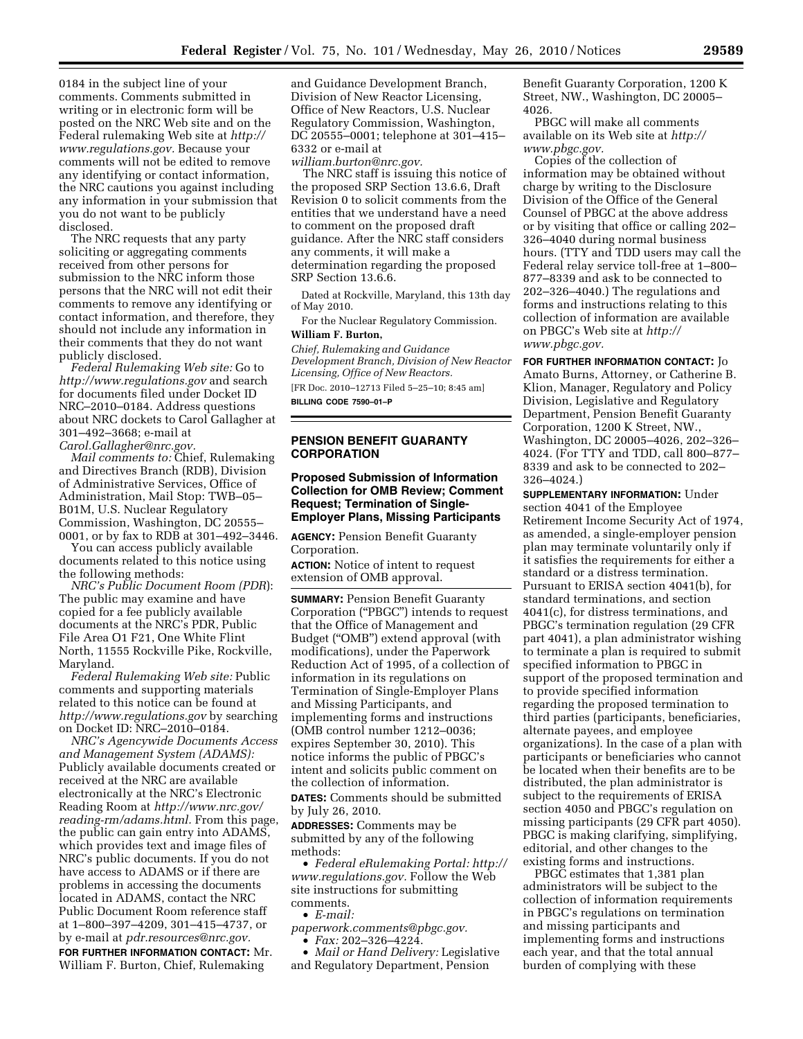0184 in the subject line of your comments. Comments submitted in writing or in electronic form will be posted on the NRC Web site and on the Federal rulemaking Web site at *http://www.regulations.gov.* Because your comments will not be edited to remove any identifying or contact information, the NRC cautions you against including any information in your submission that you do not want to be publicly disclosed.

The NRC requests that any party soliciting or aggregating comments received from other persons for submission to the NRC inform those persons that the NRC will not edit their comments to remove any identifying or contact information, and therefore, they should not include any information in their comments that they do not want publicly disclosed.

*Federal Rulemaking Web site:* Go to *http://www.regulations.gov* and search for documents filed under Docket ID NRC–2010–0184. Address questions about NRC dockets to Carol Gallagher at 301–492–3668; e-mail at *Carol.Gallagher@nrc.gov.*

*Mail comments to:* Chief, Rulemaking and Directives Branch (RDB), Division of Administrative Services, Office of Administration, Mail Stop: TWB–05–B01M, U.S. Nuclear Regulatory Commission, Washington, DC 20555–0001, or by fax to RDB at 301–492–3446.

You can access publicly available documents related to this notice using the following methods:

*NRC's Public Document Room (PDR*): The public may examine and have copied for a fee publicly available documents at the NRC's PDR, Public File Area O1 F21, One White Flint North, 11555 Rockville Pike, Rockville, Maryland.

*Federal Rulemaking Web site:* Public comments and supporting materials related to this notice can be found at *http://www.regulations.gov* by searching on Docket ID: NRC–2010–0184.

*NRC's Agencywide Documents Access and Management System (ADAMS):* Publicly available documents created or received at the NRC are available electronically at the NRC's Electronic Reading Room at *http://www.nrc.gov/reading-rm/adams.html.* From this page, the public can gain entry into ADAMS, which provides text and image files of NRC's public documents. If you do not have access to ADAMS or if there are problems in accessing the documents located in ADAMS, contact the NRC Public Document Room reference staff at 1–800–397–4209, 301–415–4737, or by e-mail at *pdr.resources@nrc.gov.*

**FOR FURTHER INFORMATION CONTACT:** Mr. William F. Burton, Chief, Rulemaking and Guidance Development Branch, Division of New Reactor Licensing, Office of New Reactors, U.S. Nuclear Regulatory Commission, Washington, DC 20555–0001; telephone at 301–415–6332 or e-mail at *william.burton@nrc.gov.*

The NRC staff is issuing this notice of the proposed SRP Section 13.6.6, Draft Revision 0 to solicit comments from the entities that we understand have a need to comment on the proposed draft guidance. After the NRC staff considers any comments, it will make a determination regarding the proposed SRP Section 13.6.6.

Dated at Rockville, Maryland, this 13th day of May 2010.

For the Nuclear Regulatory Commission.

**William F. Burton,**

*Chief, Rulemaking and Guidance Development Branch, Division of New Reactor Licensing, Office of New Reactors.*

[FR Doc. 2010–12713 Filed 5–25–10; 8:45 am]

**BILLING CODE 7590–01–P**

## PENSION BENEFIT GUARANTY CORPORATION

### Proposed Submission of Information Collection for OMB Review; Comment Request; Termination of Single-Employer Plans, Missing Participants

**AGENCY:** Pension Benefit Guaranty Corporation.

**ACTION:** Notice of intent to request extension of OMB approval.

**SUMMARY:** Pension Benefit Guaranty Corporation ("PBGC") intends to request that the Office of Management and Budget ("OMB") extend approval (with modifications), under the Paperwork Reduction Act of 1995, of a collection of information in its regulations on Termination of Single-Employer Plans and Missing Participants, and implementing forms and instructions (OMB control number 1212–0036; expires September 30, 2010). This notice informs the public of PBGC's intent and solicits public comment on the collection of information.

**DATES:** Comments should be submitted by July 26, 2010.

**ADDRESSES:** Comments may be submitted by any of the following methods:

- *Federal eRulemaking Portal: http://www.regulations.gov.* Follow the Web site instructions for submitting comments.
- *E-mail: paperwork.comments@pbgc.gov.*
- *Fax:* 202–326–4224.
- *Mail or Hand Delivery:* Legislative and Regulatory Department, Pension Benefit Guaranty Corporation, 1200 K Street, NW., Washington, DC 20005–4026.

PBGC will make all comments available on its Web site at *http://www.pbgc.gov.*

Copies of the collection of information may be obtained without charge by writing to the Disclosure Division of the Office of the General Counsel of PBGC at the above address or by visiting that office or calling 202–326–4040 during normal business hours. (TTY and TDD users may call the Federal relay service toll-free at 1–800–877–8339 and ask to be connected to 202–326–4040.) The regulations and forms and instructions relating to this collection of information are available on PBGC's Web site at *http://www.pbgc.gov.*

**FOR FURTHER INFORMATION CONTACT:** Jo Amato Burns, Attorney, or Catherine B. Klion, Manager, Regulatory and Policy Division, Legislative and Regulatory Department, Pension Benefit Guaranty Corporation, 1200 K Street, NW., Washington, DC 20005–4026, 202–326–4024. (For TTY and TDD, call 800–877–8339 and ask to be connected to 202–326–4024.)

**SUPPLEMENTARY INFORMATION:** Under section 4041 of the Employee Retirement Income Security Act of 1974, as amended, a single-employer pension plan may terminate voluntarily only if it satisfies the requirements for either a standard or a distress termination. Pursuant to ERISA section 4041(b), for standard terminations, and section 4041(c), for distress terminations, and PBGC's termination regulation (29 CFR part 4041), a plan administrator wishing to terminate a plan is required to submit specified information to PBGC in support of the proposed termination and to provide specified information regarding the proposed termination to third parties (participants, beneficiaries, alternate payees, and employee organizations). In the case of a plan with participants or beneficiaries who cannot be located when their benefits are to be distributed, the plan administrator is subject to the requirements of ERISA section 4050 and PBGC's regulation on missing participants (29 CFR part 4050). PBGC is making clarifying, simplifying, editorial, and other changes to the existing forms and instructions.

PBGC estimates that 1,381 plan administrators will be subject to the collection of information requirements in PBGC's regulations on termination and missing participants and implementing forms and instructions each year, and that the total annual burden of complying with these